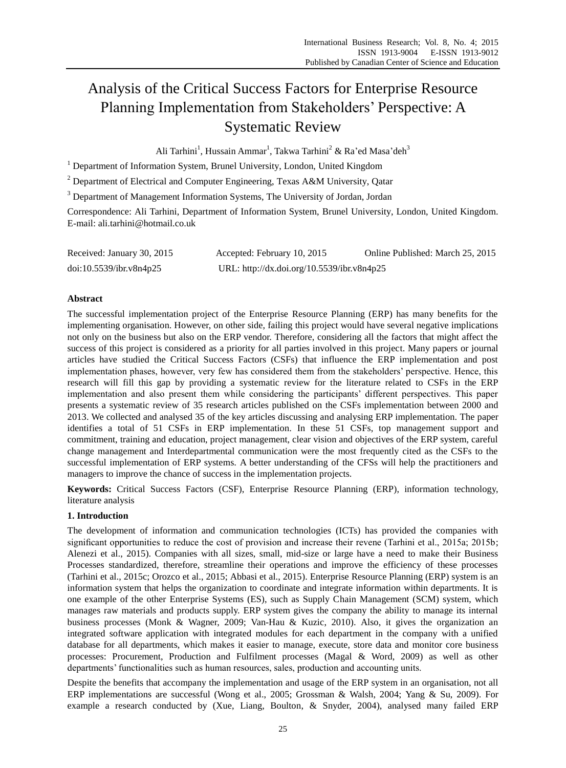# Analysis of the Critical Success Factors for Enterprise Resource Planning Implementation from Stakeholders' Perspective: A Systematic Review

Ali Tarhini[1], Hussain Ammar[1], Takwa Tarhini[2] & Ra'ed Masa'deh[3]

[1] Department of Information System, Brunel University, London, United Kingdom

[2] Department of Electrical and Computer Engineering, Texas A&M University, Qatar

[3] Department of Management Information Systems, The University of Jordan, Jordan

Correspondence: Ali Tarhini, Department of Information System, Brunel University, London, United Kingdom. E-mail: ali.tarhini@hotmail.co.uk

Received: January 30, 2015 Accepted: February 10, 2015 Online Published: March 25, 2015

doi:10.5539/ibr.v8n4p25 URL: http://dx.doi.org/10.5539/ibr.v8n4p25

## Abstract

The successful implementation project of the Enterprise Resource Planning (ERP) has many benefits for the implementing organisation. However, on other side, failing this project would have several negative implications not only on the business but also on the ERP vendor. Therefore, considering all the factors that might affect the success of this project is considered as a priority for all parties involved in this project. Many papers or journal articles have studied the Critical Success Factors (CSFs) that influence the ERP implementation and post implementation phases, however, very few has considered them from the stakeholders' perspective. Hence, this research will fill this gap by providing a systematic review for the literature related to CSFs in the ERP implementation and also present them while considering the participants' different perspectives. This paper presents a systematic review of 35 research articles published on the CSFs implementation between 2000 and 2013. We collected and analysed 35 of the key articles discussing and analysing ERP implementation. The paper identifies a total of 51 CSFs in ERP implementation. In these 51 CSFs, top management support and commitment, training and education, project management, clear vision and objectives of the ERP system, careful change management and Interdepartmental communication were the most frequently cited as the CSFs to the successful implementation of ERP systems. A better understanding of the CFSs will help the practitioners and managers to improve the chance of success in the implementation projects.

**Keywords:** Critical Success Factors (CSF), Enterprise Resource Planning (ERP), information technology, literature analysis

## 1. Introduction

The development of information and communication technologies (ICTs) has provided the companies with significant opportunities to reduce the cost of provision and increase their revene (Tarhini et al., 2015a; 2015b; Alenezi et al., 2015). Companies with all sizes, small, mid-size or large have a need to make their Business Processes standardized, therefore, streamline their operations and improve the efficiency of these processes (Tarhini et al., 2015c; Orozco et al., 2015; Abbasi et al., 2015). Enterprise Resource Planning (ERP) system is an information system that helps the organization to coordinate and integrate information within departments. It is one example of the other Enterprise Systems (ES), such as Supply Chain Management (SCM) system, which manages raw materials and products supply. ERP system gives the company the ability to manage its internal business processes (Monk & Wagner, 2009; Van-Hau & Kuzic, 2010). Also, it gives the organization an integrated software application with integrated modules for each department in the company with a unified database for all departments, which makes it easier to manage, execute, store data and monitor core business processes: Procurement, Production and Fulfilment processes (Magal & Word, 2009) as well as other departments' functionalities such as human resources, sales, production and accounting units.

Despite the benefits that accompany the implementation and usage of the ERP system in an organisation, not all ERP implementations are successful (Wong et al., 2005; Grossman & Walsh, 2004; Yang & Su, 2009). For example a research conducted by (Xue, Liang, Boulton, & Snyder, 2004), analysed many failed ERP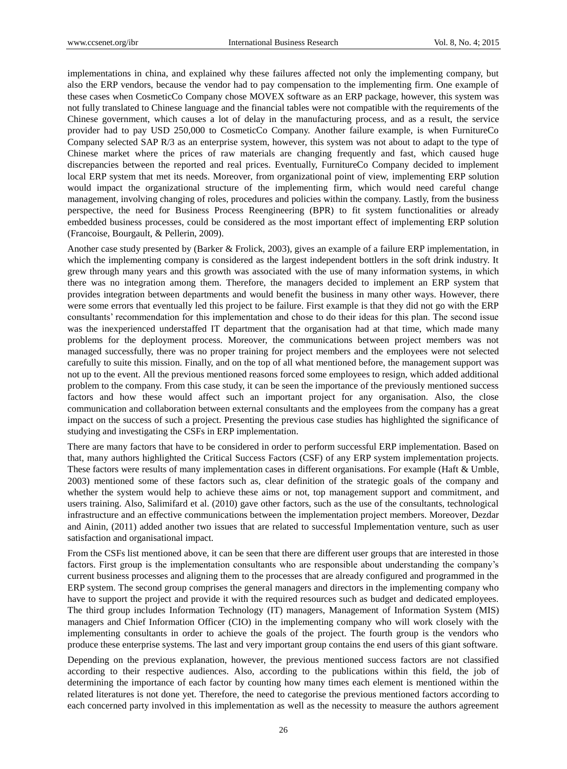implementations in china, and explained why these failures affected not only the implementing company, but also the ERP vendors, because the vendor had to pay compensation to the implementing firm. One example of these cases when CosmeticCo Company chose MOVEX software as an ERP package, however, this system was not fully translated to Chinese language and the financial tables were not compatible with the requirements of the Chinese government, which causes a lot of delay in the manufacturing process, and as a result, the service provider had to pay USD 250,000 to CosmeticCo Company. Another failure example, is when FurnitureCo Company selected SAP R/3 as an enterprise system, however, this system was not about to adapt to the type of Chinese market where the prices of raw materials are changing frequently and fast, which caused huge discrepancies between the reported and real prices. Eventually, FurnitureCo Company decided to implement local ERP system that met its needs. Moreover, from organizational point of view, implementing ERP solution would impact the organizational structure of the implementing firm, which would need careful change management, involving changing of roles, procedures and policies within the company. Lastly, from the business perspective, the need for Business Process Reengineering (BPR) to fit system functionalities or already embedded business processes, could be considered as the most important effect of implementing ERP solution (Francoise, Bourgault, & Pellerin, 2009).

Another case study presented by (Barker & Frolick, 2003), gives an example of a failure ERP implementation, in which the implementing company is considered as the largest independent bottlers in the soft drink industry. It grew through many years and this growth was associated with the use of many information systems, in which there was no integration among them. Therefore, the managers decided to implement an ERP system that provides integration between departments and would benefit the business in many other ways. However, there were some errors that eventually led this project to be failure. First example is that they did not go with the ERP consultants' recommendation for this implementation and chose to do their ideas for this plan. The second issue was the inexperienced understaffed IT department that the organisation had at that time, which made many problems for the deployment process. Moreover, the communications between project members was not managed successfully, there was no proper training for project members and the employees were not selected carefully to suite this mission. Finally, and on the top of all what mentioned before, the management support was not up to the event. All the previous mentioned reasons forced some employees to resign, which added additional problem to the company. From this case study, it can be seen the importance of the previously mentioned success factors and how these would affect such an important project for any organisation. Also, the close communication and collaboration between external consultants and the employees from the company has a great impact on the success of such a project. Presenting the previous case studies has highlighted the significance of studying and investigating the CSFs in ERP implementation.

There are many factors that have to be considered in order to perform successful ERP implementation. Based on that, many authors highlighted the Critical Success Factors (CSF) of any ERP system implementation projects. These factors were results of many implementation cases in different organisations. For example (Haft & Umble, 2003) mentioned some of these factors such as, clear definition of the strategic goals of the company and whether the system would help to achieve these aims or not, top management support and commitment, and users training. Also, Salimifard et al. (2010) gave other factors, such as the use of the consultants, technological infrastructure and an effective communications between the implementation project members. Moreover, Dezdar and Ainin, (2011) added another two issues that are related to successful Implementation venture, such as user satisfaction and organisational impact.

From the CSFs list mentioned above, it can be seen that there are different user groups that are interested in those factors. First group is the implementation consultants who are responsible about understanding the company's current business processes and aligning them to the processes that are already configured and programmed in the ERP system. The second group comprises the general managers and directors in the implementing company who have to support the project and provide it with the required resources such as budget and dedicated employees. The third group includes Information Technology (IT) managers, Management of Information System (MIS) managers and Chief Information Officer (CIO) in the implementing company who will work closely with the implementing consultants in order to achieve the goals of the project. The fourth group is the vendors who produce these enterprise systems. The last and very important group contains the end users of this giant software.

Depending on the previous explanation, however, the previous mentioned success factors are not classified according to their respective audiences. Also, according to the publications within this field, the job of determining the importance of each factor by counting how many times each element is mentioned within the related literatures is not done yet. Therefore, the need to categorise the previous mentioned factors according to each concerned party involved in this implementation as well as the necessity to measure the authors agreement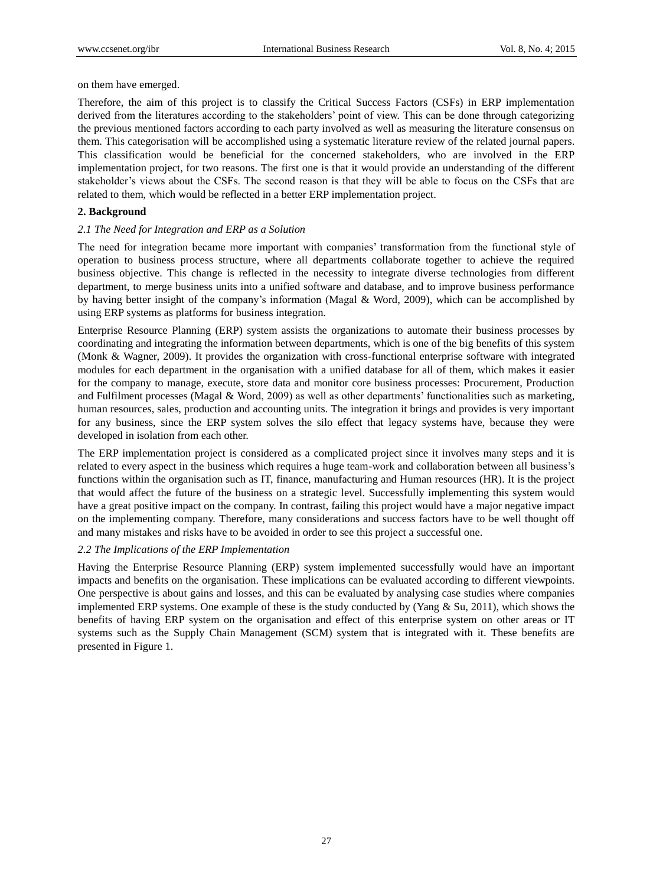on them have emerged.

Therefore, the aim of this project is to classify the Critical Success Factors (CSFs) in ERP implementation derived from the literatures according to the stakeholders' point of view. This can be done through categorizing the previous mentioned factors according to each party involved as well as measuring the literature consensus on them. This categorisation will be accomplished using a systematic literature review of the related journal papers. This classification would be beneficial for the concerned stakeholders, who are involved in the ERP implementation project, for two reasons. The first one is that it would provide an understanding of the different stakeholder's views about the CSFs. The second reason is that they will be able to focus on the CSFs that are related to them, which would be reflected in a better ERP implementation project.

## 2. Background

### *2.1 The Need for Integration and ERP as a Solution*

The need for integration became more important with companies' transformation from the functional style of operation to business process structure, where all departments collaborate together to achieve the required business objective. This change is reflected in the necessity to integrate diverse technologies from different department, to merge business units into a unified software and database, and to improve business performance by having better insight of the company's information (Magal & Word, 2009), which can be accomplished by using ERP systems as platforms for business integration.

Enterprise Resource Planning (ERP) system assists the organizations to automate their business processes by coordinating and integrating the information between departments, which is one of the big benefits of this system (Monk & Wagner, 2009). It provides the organization with cross-functional enterprise software with integrated modules for each department in the organisation with a unified database for all of them, which makes it easier for the company to manage, execute, store data and monitor core business processes: Procurement, Production and Fulfilment processes (Magal & Word, 2009) as well as other departments' functionalities such as marketing, human resources, sales, production and accounting units. The integration it brings and provides is very important for any business, since the ERP system solves the silo effect that legacy systems have, because they were developed in isolation from each other.

The ERP implementation project is considered as a complicated project since it involves many steps and it is related to every aspect in the business which requires a huge team-work and collaboration between all business's functions within the organisation such as IT, finance, manufacturing and Human resources (HR). It is the project that would affect the future of the business on a strategic level. Successfully implementing this system would have a great positive impact on the company. In contrast, failing this project would have a major negative impact on the implementing company. Therefore, many considerations and success factors have to be well thought off and many mistakes and risks have to be avoided in order to see this project a successful one.

### *2.2 The Implications of the ERP Implementation*

Having the Enterprise Resource Planning (ERP) system implemented successfully would have an important impacts and benefits on the organisation. These implications can be evaluated according to different viewpoints. One perspective is about gains and losses, and this can be evaluated by analysing case studies where companies implemented ERP systems. One example of these is the study conducted by (Yang & Su, 2011), which shows the benefits of having ERP system on the organisation and effect of this enterprise system on other areas or IT systems such as the Supply Chain Management (SCM) system that is integrated with it. These benefits are presented in Figure 1.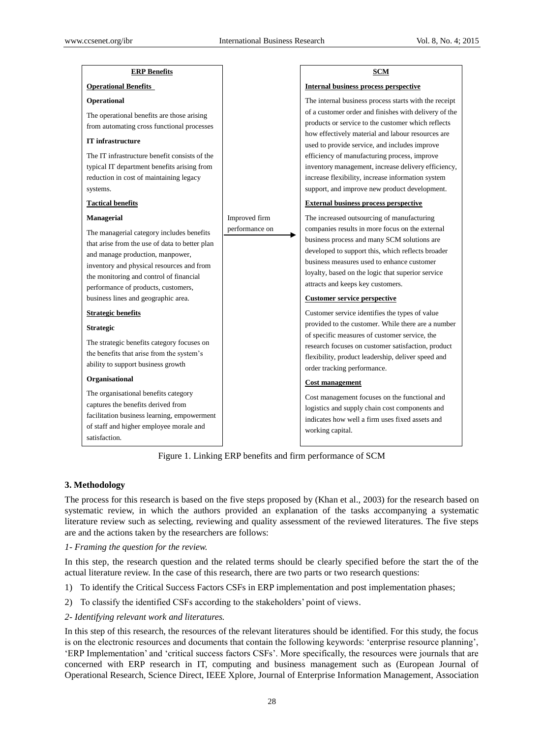| ERP Benefits | | SCM |
|---|---|---|
| **Operational Benefits** | | **Internal business process perspective** |
| **Operational**<br>The operational benefits are those arising from automating cross functional processes<br>**IT infrastructure**<br>The IT infrastructure benefit consists of the typical IT department benefits arising from reduction in cost of maintaining legacy systems. | | The internal business process starts with the receipt of a customer order and finishes with delivery of the products or service to the customer which reflects how effectively material and labour resources are used to provide service, and includes improve efficiency of manufacturing process, improve inventory management, increase delivery efficiency, increase flexibility, increase information system support, and improve new product development. |
| **Tactical benefits** | | **External business process perspective** |
| **Managerial**<br>The managerial category includes benefits that arise from the use of data to better plan and manage production, manpower, inventory and physical resources and from the monitoring and control of financial performance of products, customers, business lines and geographic area. | Improved firm performance on → | The increased outsourcing of manufacturing companies results in more focus on the external business process and many SCM solutions are developed to support this, which reflects broader business measures used to enhance customer loyalty, based on the logic that superior service attracts and keeps key customers. |
| **Strategic benefits** | | **Customer service perspective** |
| **Strategic**<br>The strategic benefits category focuses on the benefits that arise from the system's ability to support business growth | | Customer service identifies the types of value provided to the customer. While there are a number of specific measures of customer service, the research focuses on customer satisfaction, product flexibility, product leadership, deliver speed and order tracking performance. |
| **Organisational**<br>The organisational benefits category captures the benefits derived from facilitation business learning, empowerment of staff and higher employee morale and satisfaction. | | **Cost management**<br>Cost management focuses on the functional and logistics and supply chain cost components and indicates how well a firm uses fixed assets and working capital. |

Figure 1. Linking ERP benefits and firm performance of SCM

## 3. Methodology

The process for this research is based on the five steps proposed by (Khan et al., 2003) for the research based on systematic review, in which the authors provided an explanation of the tasks accompanying a systematic literature review such as selecting, reviewing and quality assessment of the reviewed literatures. The five steps are and the actions taken by the researchers are follows:

*1- Framing the question for the review.*

In this step, the research question and the related terms should be clearly specified before the start the of the actual literature review. In the case of this research, there are two parts or two research questions:

1) To identify the Critical Success Factors CSFs in ERP implementation and post implementation phases;

2) To classify the identified CSFs according to the stakeholders' point of views.

*2- Identifying relevant work and literatures.*

In this step of this research, the resources of the relevant literatures should be identified. For this study, the focus is on the electronic resources and documents that contain the following keywords: 'enterprise resource planning', 'ERP Implementation' and 'critical success factors CSFs'. More specifically, the resources were journals that are concerned with ERP research in IT, computing and business management such as (European Journal of Operational Research, Science Direct, IEEE Xplore, Journal of Enterprise Information Management, Association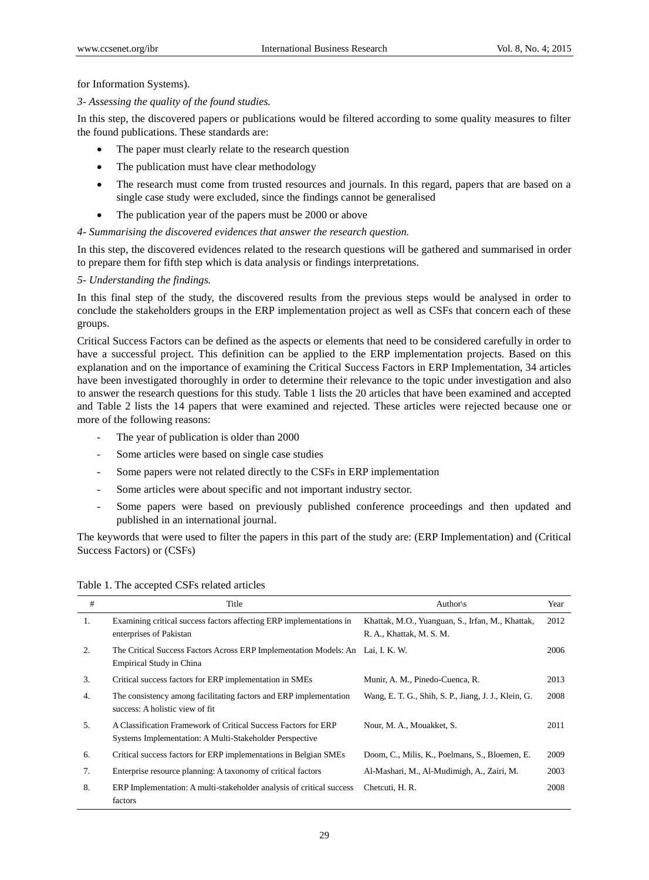for Information Systems).

*3- Assessing the quality of the found studies.*

In this step, the discovered papers or publications would be filtered according to some quality measures to filter the found publications. These standards are:

- The paper must clearly relate to the research question
- The publication must have clear methodology
- The research must come from trusted resources and journals. In this regard, papers that are based on a single case study were excluded, since the findings cannot be generalised
- The publication year of the papers must be 2000 or above

*4- Summarising the discovered evidences that answer the research question.*

In this step, the discovered evidences related to the research questions will be gathered and summarised in order to prepare them for fifth step which is data analysis or findings interpretations.

*5- Understanding the findings.*

In this final step of the study, the discovered results from the previous steps would be analysed in order to conclude the stakeholders groups in the ERP implementation project as well as CSFs that concern each of these groups.

Critical Success Factors can be defined as the aspects or elements that need to be considered carefully in order to have a successful project. This definition can be applied to the ERP implementation projects. Based on this explanation and on the importance of examining the Critical Success Factors in ERP Implementation, 34 articles have been investigated thoroughly in order to determine their relevance to the topic under investigation and also to answer the research questions for this study. Table 1 lists the 20 articles that have been examined and accepted and Table 2 lists the 14 papers that were examined and rejected. These articles were rejected because one or more of the following reasons:

- The year of publication is older than 2000
- Some articles were based on single case studies
- Some papers were not related directly to the CSFs in ERP implementation
- Some articles were about specific and not important industry sector.
- Some papers were based on previously published conference proceedings and then updated and published in an international journal.

The keywords that were used to filter the papers in this part of the study are: (ERP Implementation) and (Critical Success Factors) or (CSFs)

Table 1. The accepted CSFs related articles

| # | Title | Author\s | Year |
|---|---|---|---|
| 1. | Examining critical success factors affecting ERP implementations in enterprises of Pakistan | Khattak, M.O., Yuanguan, S., Irfan, M., Khattak, R. A., Khattak, M. S. M. | 2012 |
| 2. | The Critical Success Factors Across ERP Implementation Models: An Empirical Study in China | Lai, I. K. W. | 2006 |
| 3. | Critical success factors for ERP implementation in SMEs | Munir, A. M., Pinedo-Cuenca, R. | 2013 |
| 4. | The consistency among facilitating factors and ERP implementation success: A holistic view of fit | Wang, E. T. G., Shih, S. P., Jiang, J. J., Klein, G. | 2008 |
| 5. | A Classification Framework of Critical Success Factors for ERP Systems Implementation: A Multi-Stakeholder Perspective | Nour, M. A., Mouakket, S. | 2011 |
| 6. | Critical success factors for ERP implementations in Belgian SMEs | Doom, C., Milis, K., Poelmans, S., Bloemen, E. | 2009 |
| 7. | Enterprise resource planning: A taxonomy of critical factors | Al-Mashari, M., Al-Mudimigh, A., Zairi, M. | 2003 |
| 8. | ERP Implementation: A multi-stakeholder analysis of critical success factors | Chetcuti, H. R. | 2008 |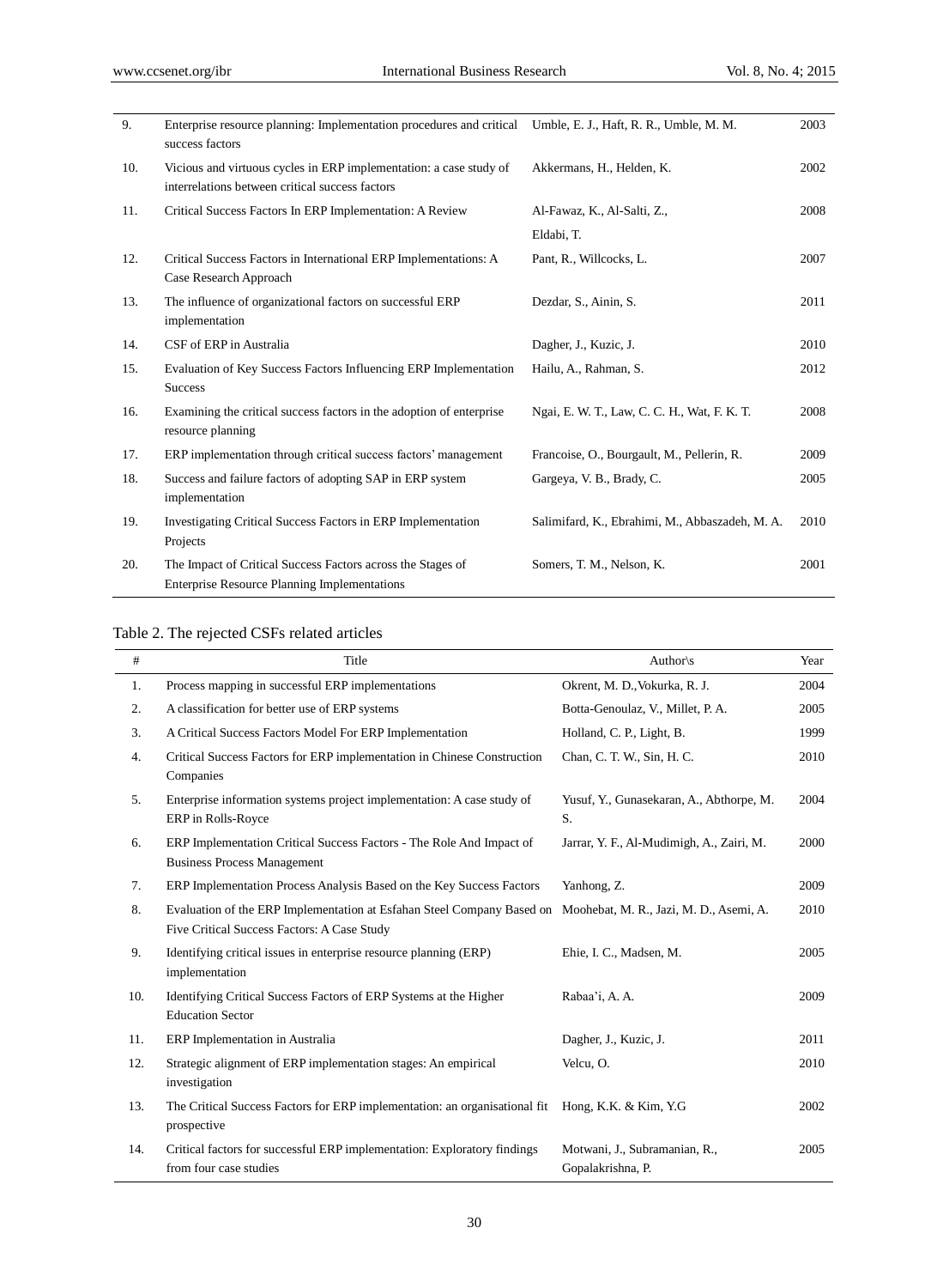| | | | |
|---|---|---|---|
| 9. | Enterprise resource planning: Implementation procedures and critical success factors | Umble, E. J., Haft, R. R., Umble, M. M. | 2003 |
| 10. | Vicious and virtuous cycles in ERP implementation: a case study of interrelations between critical success factors | Akkermans, H., Helden, K. | 2002 |
| 11. | Critical Success Factors In ERP Implementation: A Review | Al-Fawaz, K., Al-Salti, Z., Eldabi, T. | 2008 |
| 12. | Critical Success Factors in International ERP Implementations: A Case Research Approach | Pant, R., Willcocks, L. | 2007 |
| 13. | The influence of organizational factors on successful ERP implementation | Dezdar, S., Ainin, S. | 2011 |
| 14. | CSF of ERP in Australia | Dagher, J., Kuzic, J. | 2010 |
| 15. | Evaluation of Key Success Factors Influencing ERP Implementation Success | Hailu, A., Rahman, S. | 2012 |
| 16. | Examining the critical success factors in the adoption of enterprise resource planning | Ngai, E. W. T., Law, C. C. H., Wat, F. K. T. | 2008 |
| 17. | ERP implementation through critical success factors' management | Francoise, O., Bourgault, M., Pellerin, R. | 2009 |
| 18. | Success and failure factors of adopting SAP in ERP system implementation | Gargeya, V. B., Brady, C. | 2005 |
| 19. | Investigating Critical Success Factors in ERP Implementation Projects | Salimifard, K., Ebrahimi, M., Abbaszadeh, M. A. | 2010 |
| 20. | The Impact of Critical Success Factors across the Stages of Enterprise Resource Planning Implementations | Somers, T. M., Nelson, K. | 2001 |

Table 2. The rejected CSFs related articles

| # | Title | Author\s | Year |
|---|---|---|---|
| 1. | Process mapping in successful ERP implementations | Okrent, M. D.,Vokurka, R. J. | 2004 |
| 2. | A classification for better use of ERP systems | Botta-Genoulaz, V., Millet, P. A. | 2005 |
| 3. | A Critical Success Factors Model For ERP Implementation | Holland, C. P., Light, B. | 1999 |
| 4. | Critical Success Factors for ERP implementation in Chinese Construction Companies | Chan, C. T. W., Sin, H. C. | 2010 |
| 5. | Enterprise information systems project implementation: A case study of ERP in Rolls-Royce | Yusuf, Y., Gunasekaran, A., Abthorpe, M. S. | 2004 |
| 6. | ERP Implementation Critical Success Factors - The Role And Impact of Business Process Management | Jarrar, Y. F., Al-Mudimigh, A., Zairi, M. | 2000 |
| 7. | ERP Implementation Process Analysis Based on the Key Success Factors | Yanhong, Z. | 2009 |
| 8. | Evaluation of the ERP Implementation at Esfahan Steel Company Based on Five Critical Success Factors: A Case Study | Moohebat, M. R., Jazi, M. D., Asemi, A. | 2010 |
| 9. | Identifying critical issues in enterprise resource planning (ERP) implementation | Ehie, I. C., Madsen, M. | 2005 |
| 10. | Identifying Critical Success Factors of ERP Systems at the Higher Education Sector | Rabaa'i, A. A. | 2009 |
| 11. | ERP Implementation in Australia | Dagher, J., Kuzic, J. | 2011 |
| 12. | Strategic alignment of ERP implementation stages: An empirical investigation | Velcu, O. | 2010 |
| 13. | The Critical Success Factors for ERP implementation: an organisational fit prospective | Hong, K.K. & Kim, Y.G | 2002 |
| 14. | Critical factors for successful ERP implementation: Exploratory findings from four case studies | Motwani, J., Subramanian, R., Gopalakrishna, P. | 2005 |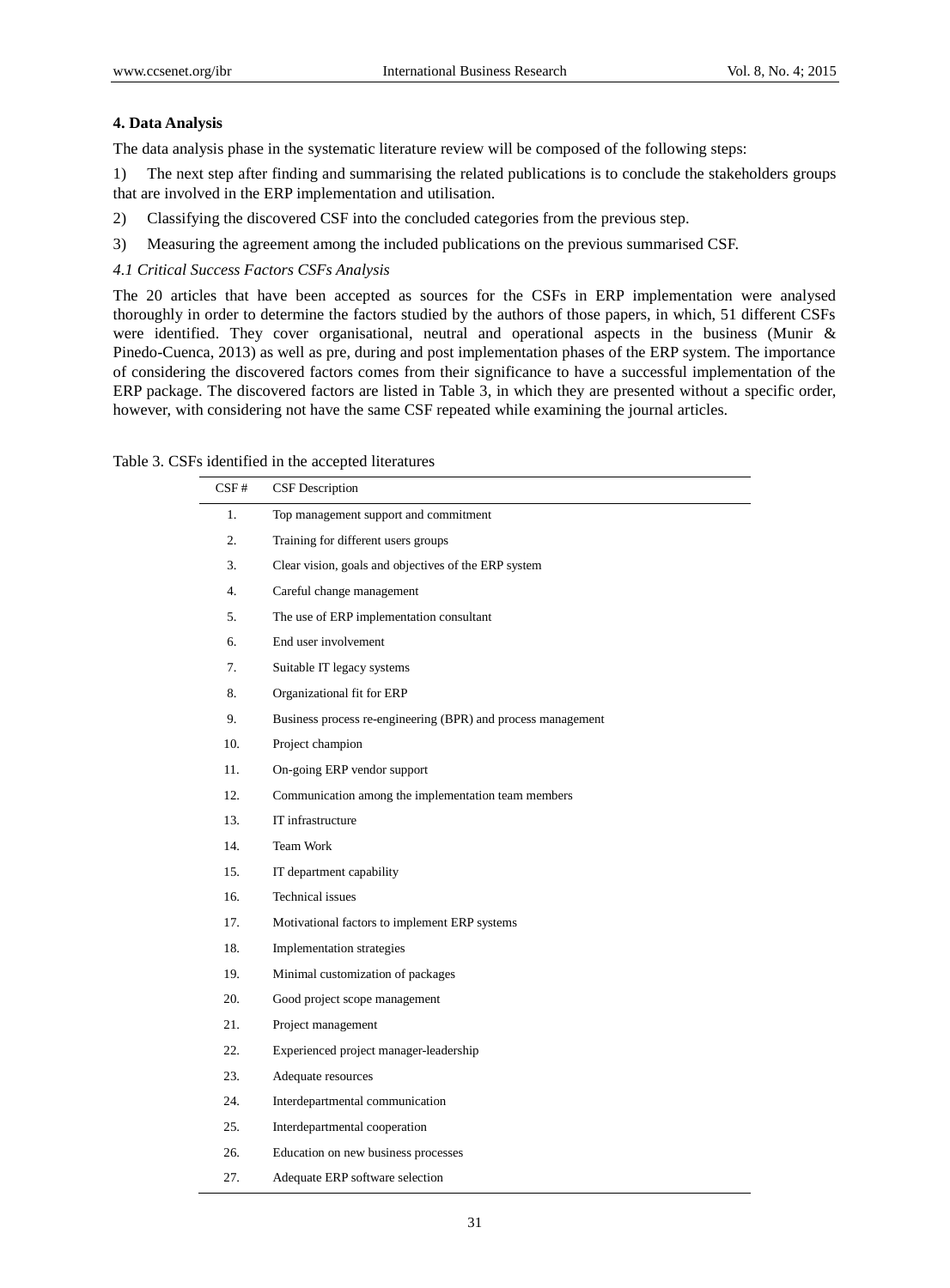## 4. Data Analysis

The data analysis phase in the systematic literature review will be composed of the following steps:

1) The next step after finding and summarising the related publications is to conclude the stakeholders groups that are involved in the ERP implementation and utilisation.

2) Classifying the discovered CSF into the concluded categories from the previous step.

3) Measuring the agreement among the included publications on the previous summarised CSF.

### *4.1 Critical Success Factors CSFs Analysis*

The 20 articles that have been accepted as sources for the CSFs in ERP implementation were analysed thoroughly in order to determine the factors studied by the authors of those papers, in which, 51 different CSFs were identified. They cover organisational, neutral and operational aspects in the business (Munir & Pinedo-Cuenca, 2013) as well as pre, during and post implementation phases of the ERP system. The importance of considering the discovered factors comes from their significance to have a successful implementation of the ERP package. The discovered factors are listed in Table 3, in which they are presented without a specific order, however, with considering not have the same CSF repeated while examining the journal articles.

Table 3. CSFs identified in the accepted literatures

| CSF # | CSF Description |
|---|---|
| 1. | Top management support and commitment |
| 2. | Training for different users groups |
| 3. | Clear vision, goals and objectives of the ERP system |
| 4. | Careful change management |
| 5. | The use of ERP implementation consultant |
| 6. | End user involvement |
| 7. | Suitable IT legacy systems |
| 8. | Organizational fit for ERP |
| 9. | Business process re-engineering (BPR) and process management |
| 10. | Project champion |
| 11. | On-going ERP vendor support |
| 12. | Communication among the implementation team members |
| 13. | IT infrastructure |
| 14. | Team Work |
| 15. | IT department capability |
| 16. | Technical issues |
| 17. | Motivational factors to implement ERP systems |
| 18. | Implementation strategies |
| 19. | Minimal customization of packages |
| 20. | Good project scope management |
| 21. | Project management |
| 22. | Experienced project manager-leadership |
| 23. | Adequate resources |
| 24. | Interdepartmental communication |
| 25. | Interdepartmental cooperation |
| 26. | Education on new business processes |
| 27. | Adequate ERP software selection |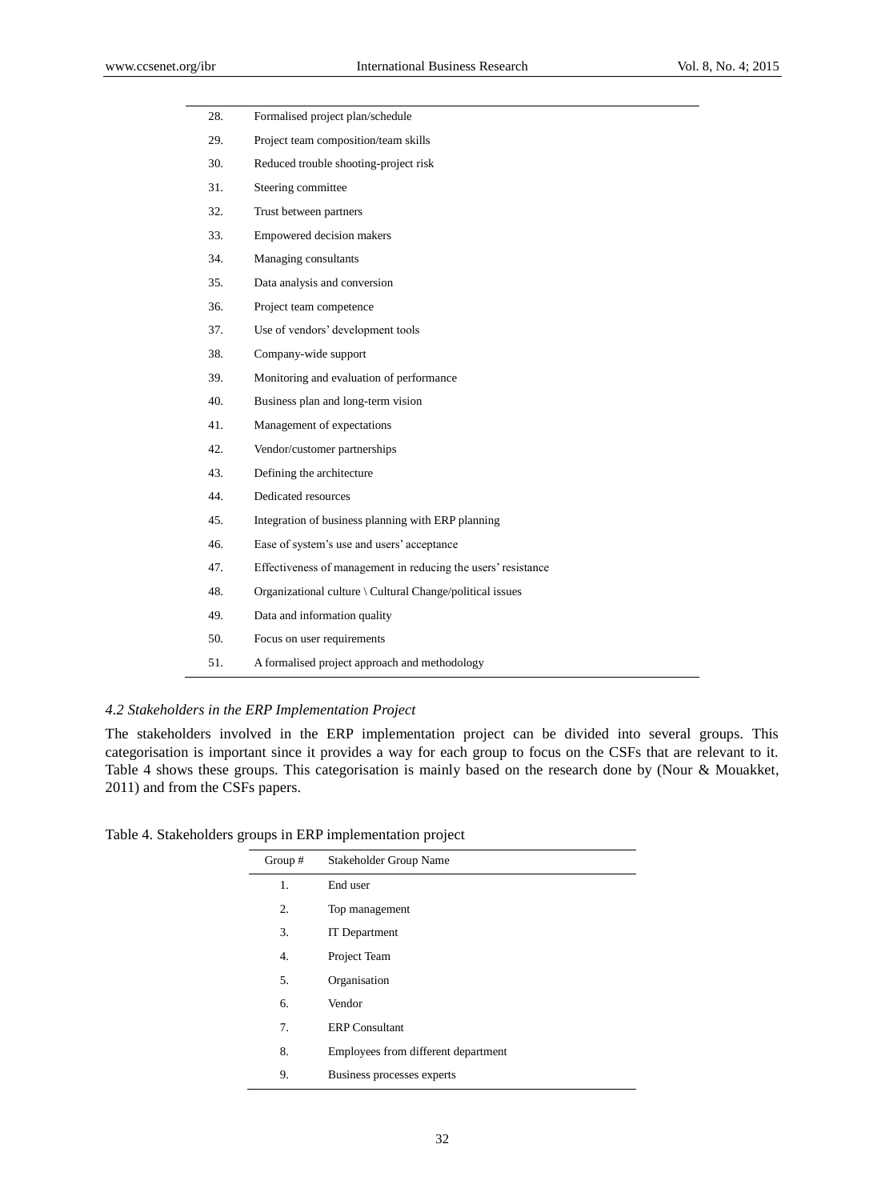| | |
|---|---|
| 28. | Formalised project plan/schedule |
| 29. | Project team composition/team skills |
| 30. | Reduced trouble shooting-project risk |
| 31. | Steering committee |
| 32. | Trust between partners |
| 33. | Empowered decision makers |
| 34. | Managing consultants |
| 35. | Data analysis and conversion |
| 36. | Project team competence |
| 37. | Use of vendors' development tools |
| 38. | Company-wide support |
| 39. | Monitoring and evaluation of performance |
| 40. | Business plan and long-term vision |
| 41. | Management of expectations |
| 42. | Vendor/customer partnerships |
| 43. | Defining the architecture |
| 44. | Dedicated resources |
| 45. | Integration of business planning with ERP planning |
| 46. | Ease of system's use and users' acceptance |
| 47. | Effectiveness of management in reducing the users' resistance |
| 48. | Organizational culture \ Cultural Change/political issues |
| 49. | Data and information quality |
| 50. | Focus on user requirements |
| 51. | A formalised project approach and methodology |

### *4.2 Stakeholders in the ERP Implementation Project*

The stakeholders involved in the ERP implementation project can be divided into several groups. This categorisation is important since it provides a way for each group to focus on the CSFs that are relevant to it. Table 4 shows these groups. This categorisation is mainly based on the research done by (Nour & Mouakket, 2011) and from the CSFs papers.

Table 4. Stakeholders groups in ERP implementation project

| Group # | Stakeholder Group Name |
|---|---|
| 1. | End user |
| 2. | Top management |
| 3. | IT Department |
| 4. | Project Team |
| 5. | Organisation |
| 6. | Vendor |
| 7. | ERP Consultant |
| 8. | Employees from different department |
| 9. | Business processes experts |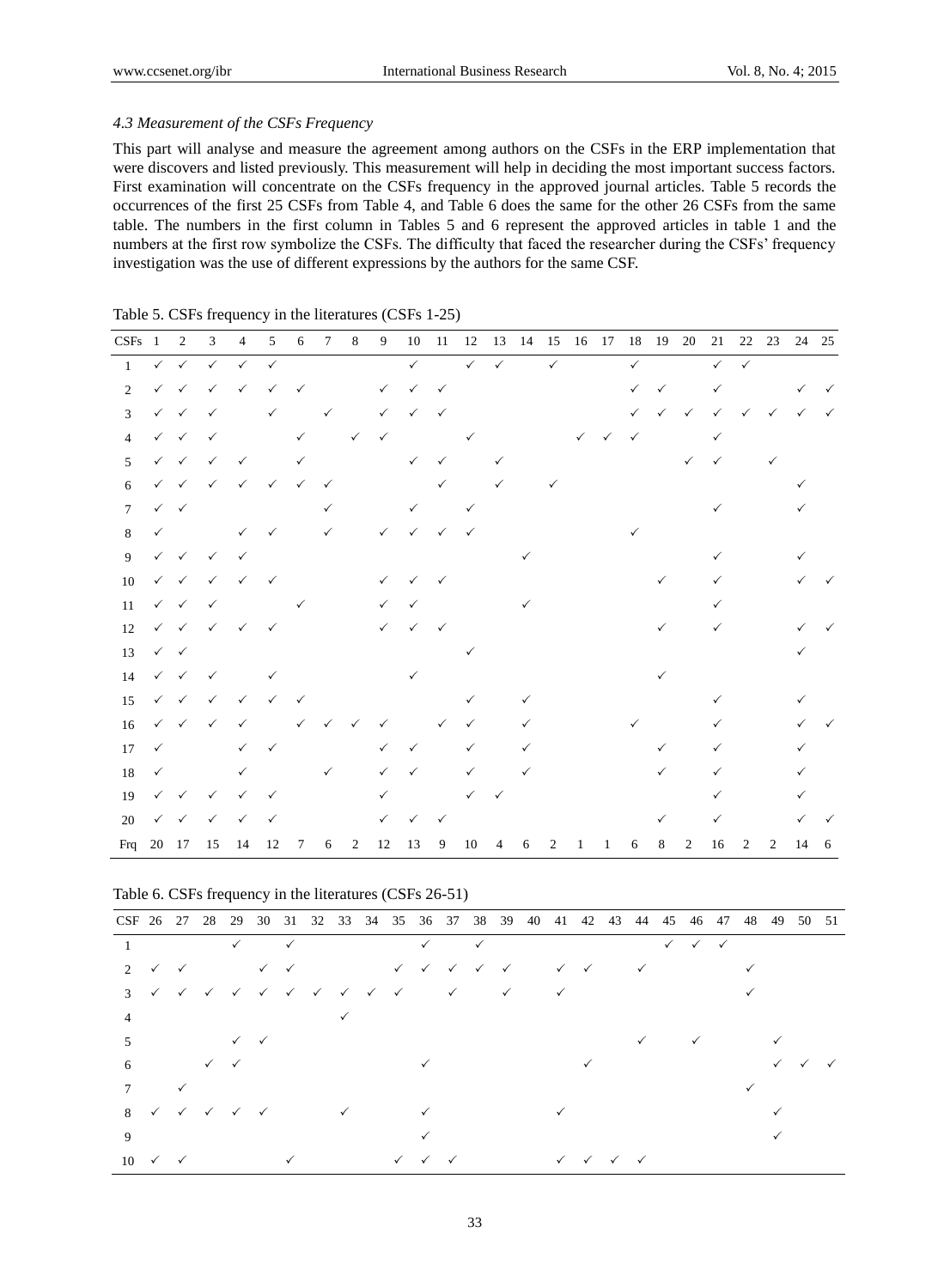### *4.3 Measurement of the CSFs Frequency*

This part will analyse and measure the agreement among authors on the CSFs in the ERP implementation that were discovers and listed previously. This measurement will help in deciding the most important success factors. First examination will concentrate on the CSFs frequency in the approved journal articles. Table 5 records the occurrences of the first 25 CSFs from Table 4, and Table 6 does the same for the other 26 CSFs from the same table. The numbers in the first column in Tables 5 and 6 represent the approved articles in table 1 and the numbers at the first row symbolize the CSFs. The difficulty that faced the researcher during the CSFs' frequency investigation was the use of different expressions by the authors for the same CSF.

Table 5. CSFs frequency in the literatures (CSFs 1-25)

| CSFs | 1 | 2 | 3 | 4 | 5 | 6 | 7 | 8 | 9 | 10 | 11 | 12 | 13 | 14 | 15 | 16 | 17 | 18 | 19 | 20 | 21 | 22 | 23 | 24 | 25 |
|---|---|---|---|---|---|---|---|---|---|---|---|---|---|---|---|---|---|---|---|---|---|---|---|---|---|
| 1 | ✓ | ✓ | ✓ | ✓ | ✓ | | | | | ✓ | | ✓ | ✓ | | ✓ | | | ✓ | | | ✓ | ✓ | | | |
| 2 | ✓ | ✓ | ✓ | ✓ | ✓ | ✓ | | | ✓ | ✓ | ✓ | | | | | | | ✓ | ✓ | | ✓ | | | ✓ | ✓ |
| 3 | ✓ | ✓ | ✓ | | ✓ | | ✓ | | ✓ | ✓ | ✓ | | | | | | | ✓ | ✓ | ✓ | ✓ | ✓ | ✓ | ✓ | ✓ |
| 4 | ✓ | ✓ | ✓ | | | ✓ | | ✓ | ✓ | | | ✓ | | | | ✓ | ✓ | ✓ | | | ✓ | | | | |
| 5 | ✓ | ✓ | ✓ | ✓ | | ✓ | | | | ✓ | ✓ | | ✓ | | | | | | | ✓ | ✓ | | ✓ | | |
| 6 | ✓ | ✓ | ✓ | ✓ | ✓ | ✓ | ✓ | | | | ✓ | | ✓ | | ✓ | | | | | | | | | ✓ | |
| 7 | ✓ | ✓ | | | | | ✓ | | | ✓ | | ✓ | | | | | | | | | ✓ | | | ✓ | |
| 8 | ✓ | | | ✓ | ✓ | | ✓ | | ✓ | ✓ | ✓ | ✓ | | | | | | ✓ | | | | | | | |
| 9 | ✓ | ✓ | ✓ | ✓ | | | | | | | | | | ✓ | | | | | | | ✓ | | | ✓ | |
| 10 | ✓ | ✓ | ✓ | ✓ | ✓ | | | | ✓ | ✓ | ✓ | | | | | | | | ✓ | | ✓ | | | ✓ | ✓ |
| 11 | ✓ | ✓ | ✓ | | | ✓ | | | ✓ | ✓ | | | | ✓ | | | | | | | ✓ | | | | |
| 12 | ✓ | ✓ | ✓ | ✓ | ✓ | | | | ✓ | ✓ | ✓ | | | | | | | | ✓ | | ✓ | | | ✓ | ✓ |
| 13 | ✓ | ✓ | | | | | | | | | | ✓ | | | | | | | | | | | | ✓ | |
| 14 | ✓ | ✓ | ✓ | | ✓ | | | | | ✓ | | | | | | | | | ✓ | | | | | | |
| 15 | ✓ | ✓ | ✓ | ✓ | ✓ | ✓ | | | | | | ✓ | | ✓ | | | | | | | ✓ | | | ✓ | |
| 16 | ✓ | ✓ | ✓ | ✓ | | ✓ | ✓ | ✓ | ✓ | | ✓ | ✓ | | ✓ | | | | ✓ | | | ✓ | | | ✓ | ✓ |
| 17 | ✓ | | | ✓ | ✓ | | | | ✓ | ✓ | | ✓ | | ✓ | | | | | ✓ | | ✓ | | | ✓ | |
| 18 | ✓ | | | ✓ | | | ✓ | | ✓ | ✓ | | ✓ | | ✓ | | | | | ✓ | | ✓ | | | ✓ | |
| 19 | ✓ | ✓ | ✓ | ✓ | ✓ | | | | ✓ | | | ✓ | ✓ | | | | | | | | ✓ | | | ✓ | |
| 20 | ✓ | ✓ | ✓ | ✓ | ✓ | | | | ✓ | ✓ | ✓ | | | | | | | | ✓ | | ✓ | | | ✓ | ✓ |
| Frq | 20 | 17 | 15 | 14 | 12 | 7 | 6 | 2 | 12 | 13 | 9 | 10 | 4 | 6 | 2 | 1 | 1 | 6 | 8 | 2 | 16 | 2 | 2 | 14 | 6 |

Table 6. CSFs frequency in the literatures (CSFs 26-51)

| CSF | 26 | 27 | 28 | 29 | 30 | 31 | 32 | 33 | 34 | 35 | 36 | 37 | 38 | 39 | 40 | 41 | 42 | 43 | 44 | 45 | 46 | 47 | 48 | 49 | 50 | 51 |
|---|---|---|---|---|---|---|---|---|---|---|---|---|---|---|---|---|---|---|---|---|---|---|---|---|---|---|
| 1 | | | | ✓ | | ✓ | | | | | ✓ | | ✓ | | | | | | | ✓ | ✓ | ✓ | | | | |
| 2 | ✓ | ✓ | | | ✓ | ✓ | | | | ✓ | ✓ | ✓ | ✓ | ✓ | | ✓ | ✓ | | ✓ | | | | ✓ | | | |
| 3 | ✓ | ✓ | ✓ | ✓ | ✓ | ✓ | ✓ | ✓ | ✓ | ✓ | | ✓ | | ✓ | | ✓ | | | | | | | ✓ | | | |
| 4 | | | | | | | | ✓ | | | | | | | | | | | | | | | | | | |
| 5 | | | | ✓ | ✓ | | | | | | | | | | | | | | ✓ | | ✓ | | | ✓ | | |
| 6 | | | ✓ | ✓ | | | | | | | ✓ | | | | | | ✓ | | | | | | | ✓ | ✓ | ✓ |
| 7 | | ✓ | | | | | | | | | | | | | | | | | | | | | ✓ | | | |
| 8 | ✓ | ✓ | ✓ | ✓ | ✓ | | | ✓ | | | ✓ | | | | | ✓ | | | | | | | | ✓ | | |
| 9 | | | | | | | | | | | ✓ | | | | | | | | | | | | | ✓ | | |
| 10 | ✓ | ✓ | | | | ✓ | | | | ✓ | ✓ | ✓ | | | | ✓ | ✓ | ✓ | ✓ | | | | | | | |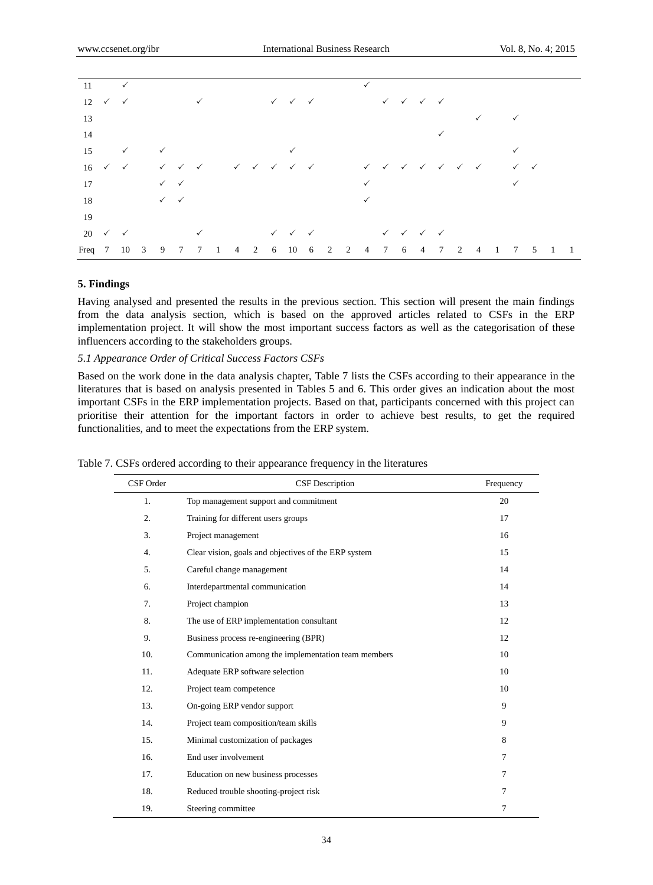| | | | | | | | | | | | | | | | | | | | | | | | | | | |
|---|---|---|---|---|---|---|---|---|---|---|---|---|---|---|---|---|---|---|---|---|---|---|---|---|---|---|
| 11 | | ✓ | | | | | | | | | | | | | ✓ | | | | | | | | | | | |
| 12 | ✓ | ✓ | | | | ✓ | | | | ✓ | ✓ | ✓ | | | | ✓ | ✓ | ✓ | ✓ | | | | | | | |
| 13 | | | | | | | | | | | | | | | | | | | | | ✓ | | ✓ | | | |
| 14 | | | | | | | | | | | | | | | | | | | ✓ | | | | | | | |
| 15 | | ✓ | | ✓ | | | | | | | ✓ | | | | | | | | | | | | ✓ | | | |
| 16 | ✓ | ✓ | | ✓ | ✓ | ✓ | | ✓ | ✓ | ✓ | ✓ | ✓ | | | ✓ | ✓ | ✓ | ✓ | ✓ | ✓ | ✓ | | ✓ | ✓ | | |
| 17 | | | | ✓ | ✓ | | | | | | | | | | ✓ | | | | | | | | ✓ | | | |
| 18 | | | | ✓ | ✓ | | | | | | | | | | ✓ | | | | | | | | | | | |
| 19 | | | | | | | | | | | | | | | | | | | | | | | | | | |
| 20 | ✓ | ✓ | | | | ✓ | | | | ✓ | ✓ | ✓ | | | | ✓ | ✓ | ✓ | ✓ | | | | | | | |
| Freq | 7 | 10 | 3 | 9 | 7 | 7 | 1 | 4 | 2 | 6 | 10 | 6 | 2 | 2 | 4 | 7 | 6 | 4 | 7 | 2 | 4 | 1 | 7 | 5 | 1 | 1 |

## 5. Findings

Having analysed and presented the results in the previous section. This section will present the main findings from the data analysis section, which is based on the approved articles related to CSFs in the ERP implementation project. It will show the most important success factors as well as the categorisation of these influencers according to the stakeholders groups.

### *5.1 Appearance Order of Critical Success Factors CSFs*

Based on the work done in the data analysis chapter, Table 7 lists the CSFs according to their appearance in the literatures that is based on analysis presented in Tables 5 and 6. This order gives an indication about the most important CSFs in the ERP implementation projects. Based on that, participants concerned with this project can prioritise their attention for the important factors in order to achieve best results, to get the required functionalities, and to meet the expectations from the ERP system.

Table 7. CSFs ordered according to their appearance frequency in the literatures

| CSF Order | CSF Description | Frequency |
|---|---|---|
| 1. | Top management support and commitment | 20 |
| 2. | Training for different users groups | 17 |
| 3. | Project management | 16 |
| 4. | Clear vision, goals and objectives of the ERP system | 15 |
| 5. | Careful change management | 14 |
| 6. | Interdepartmental communication | 14 |
| 7. | Project champion | 13 |
| 8. | The use of ERP implementation consultant | 12 |
| 9. | Business process re-engineering (BPR) | 12 |
| 10. | Communication among the implementation team members | 10 |
| 11. | Adequate ERP software selection | 10 |
| 12. | Project team competence | 10 |
| 13. | On-going ERP vendor support | 9 |
| 14. | Project team composition/team skills | 9 |
| 15. | Minimal customization of packages | 8 |
| 16. | End user involvement | 7 |
| 17. | Education on new business processes | 7 |
| 18. | Reduced trouble shooting-project risk | 7 |
| 19. | Steering committee | 7 |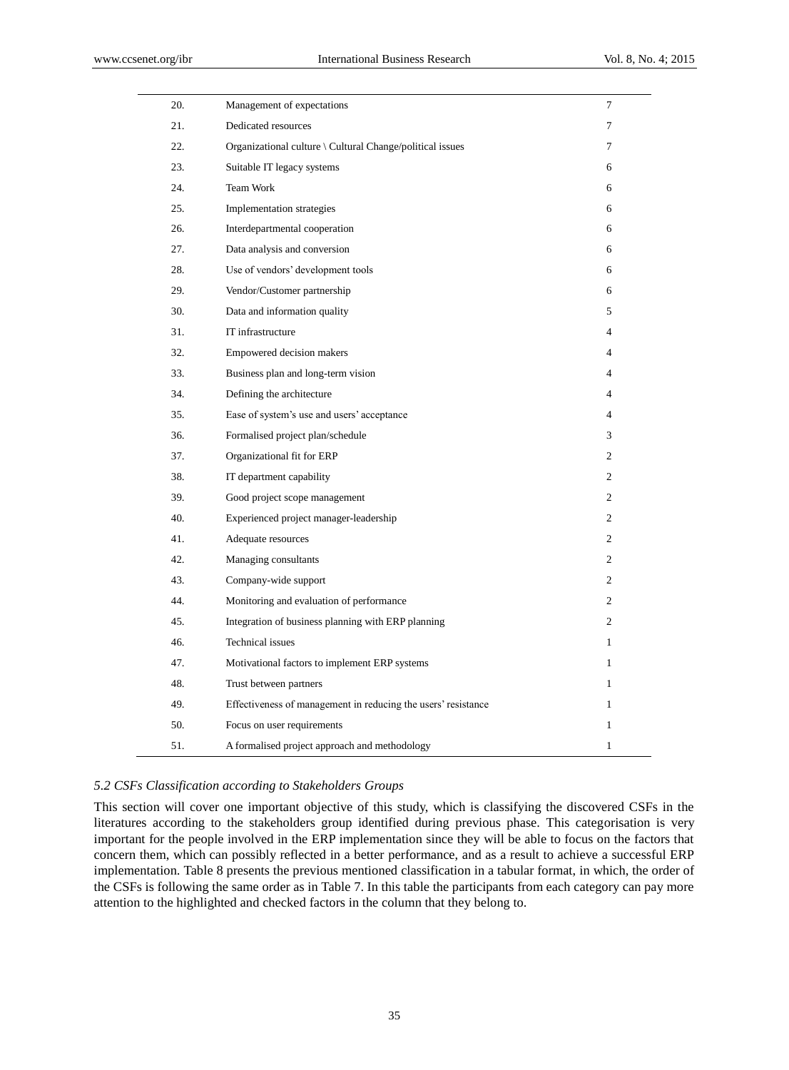| | | |
|---|---|---|
| 20. | Management of expectations | 7 |
| 21. | Dedicated resources | 7 |
| 22. | Organizational culture \ Cultural Change/political issues | 7 |
| 23. | Suitable IT legacy systems | 6 |
| 24. | Team Work | 6 |
| 25. | Implementation strategies | 6 |
| 26. | Interdepartmental cooperation | 6 |
| 27. | Data analysis and conversion | 6 |
| 28. | Use of vendors' development tools | 6 |
| 29. | Vendor/Customer partnership | 6 |
| 30. | Data and information quality | 5 |
| 31. | IT infrastructure | 4 |
| 32. | Empowered decision makers | 4 |
| 33. | Business plan and long-term vision | 4 |
| 34. | Defining the architecture | 4 |
| 35. | Ease of system's use and users' acceptance | 4 |
| 36. | Formalised project plan/schedule | 3 |
| 37. | Organizational fit for ERP | 2 |
| 38. | IT department capability | 2 |
| 39. | Good project scope management | 2 |
| 40. | Experienced project manager-leadership | 2 |
| 41. | Adequate resources | 2 |
| 42. | Managing consultants | 2 |
| 43. | Company-wide support | 2 |
| 44. | Monitoring and evaluation of performance | 2 |
| 45. | Integration of business planning with ERP planning | 2 |
| 46. | Technical issues | 1 |
| 47. | Motivational factors to implement ERP systems | 1 |
| 48. | Trust between partners | 1 |
| 49. | Effectiveness of management in reducing the users' resistance | 1 |
| 50. | Focus on user requirements | 1 |
| 51. | A formalised project approach and methodology | 1 |

### *5.2 CSFs Classification according to Stakeholders Groups*

This section will cover one important objective of this study, which is classifying the discovered CSFs in the literatures according to the stakeholders group identified during previous phase. This categorisation is very important for the people involved in the ERP implementation since they will be able to focus on the factors that concern them, which can possibly reflected in a better performance, and as a result to achieve a successful ERP implementation. Table 8 presents the previous mentioned classification in a tabular format, in which, the order of the CSFs is following the same order as in Table 7. In this table the participants from each category can pay more attention to the highlighted and checked factors in the column that they belong to.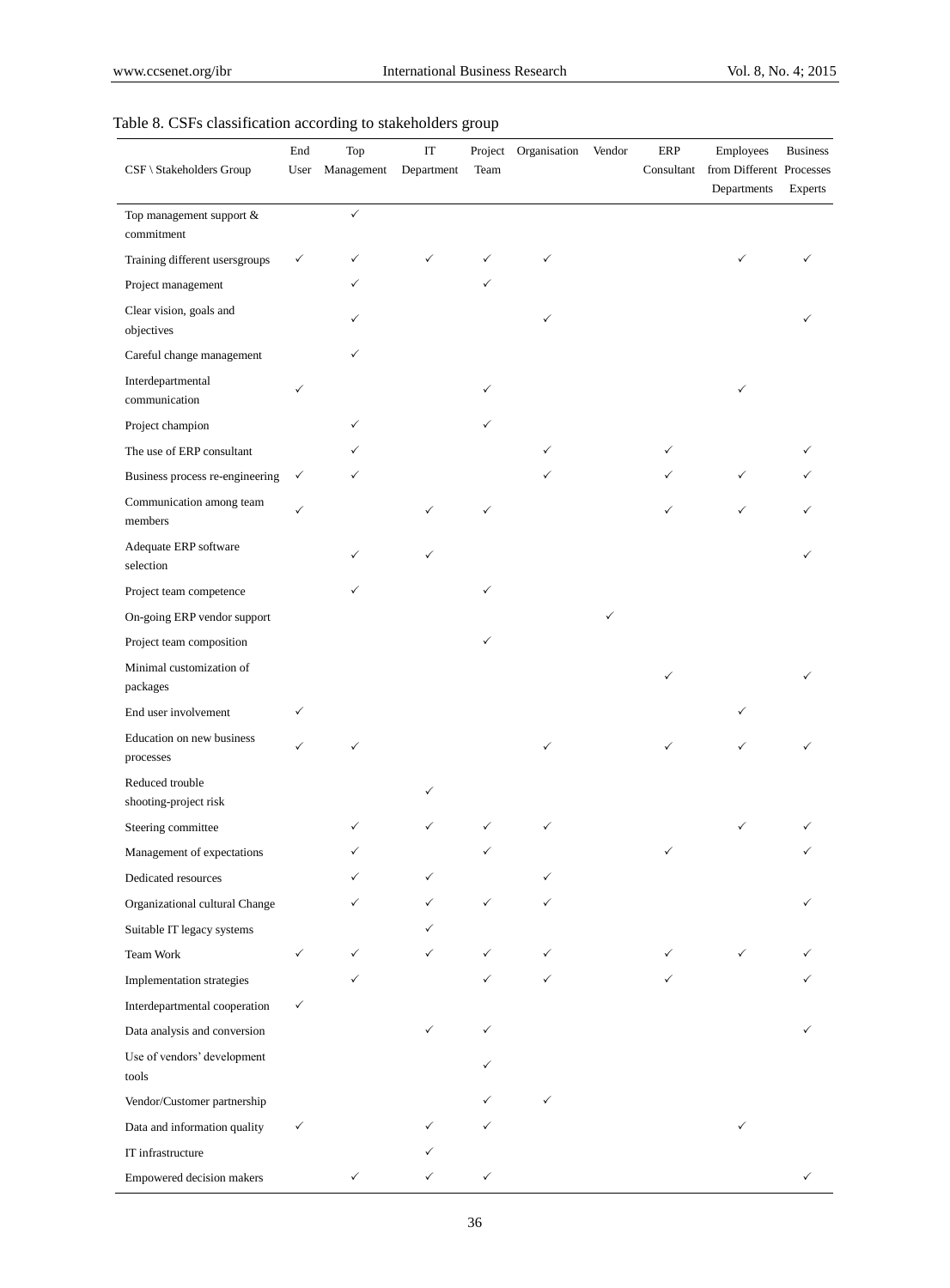Table 8. CSFs classification according to stakeholders group

| CSF \ Stakeholders Group | End User | Top Management | IT Department | Project Team | Organisation | Vendor | ERP Consultant | Employees from Different Departments | Business Processes Experts |
|---|---|---|---|---|---|---|---|---|---|
| Top management support & commitment | | ✓ | | | | | | | |
| Training different usersgroups | ✓ | ✓ | ✓ | ✓ | ✓ | | | ✓ | ✓ |
| Project management | | ✓ | | ✓ | | | | | |
| Clear vision, goals and objectives | | ✓ | | | ✓ | | | | ✓ |
| Careful change management | | ✓ | | | | | | | |
| Interdepartmental communication | ✓ | | | ✓ | | | | ✓ | |
| Project champion | | ✓ | | ✓ | | | | | |
| The use of ERP consultant | | ✓ | | | ✓ | | ✓ | | ✓ |
| Business process re-engineering | ✓ | ✓ | | | ✓ | | ✓ | ✓ | ✓ |
| Communication among team members | ✓ | | ✓ | ✓ | | | ✓ | ✓ | ✓ |
| Adequate ERP software selection | | ✓ | ✓ | | | | | | ✓ |
| Project team competence | | ✓ | | ✓ | | | | | |
| On-going ERP vendor support | | | | | | ✓ | | | |
| Project team composition | | | | ✓ | | | | | |
| Minimal customization of packages | | | | | | | ✓ | | ✓ |
| End user involvement | ✓ | | | | | | | ✓ | |
| Education on new business processes | ✓ | ✓ | | | ✓ | | ✓ | ✓ | ✓ |
| Reduced trouble shooting-project risk | | | ✓ | | | | | | |
| Steering committee | | ✓ | ✓ | ✓ | ✓ | | | ✓ | ✓ |
| Management of expectations | | ✓ | | ✓ | | | ✓ | | ✓ |
| Dedicated resources | | ✓ | ✓ | | ✓ | | | | |
| Organizational cultural Change | | ✓ | ✓ | ✓ | ✓ | | | | ✓ |
| Suitable IT legacy systems | | | ✓ | | | | | | |
| Team Work | ✓ | ✓ | ✓ | ✓ | ✓ | | ✓ | ✓ | ✓ |
| Implementation strategies | | ✓ | | ✓ | ✓ | | ✓ | | ✓ |
| Interdepartmental cooperation | ✓ | | | | | | | | |
| Data analysis and conversion | | | ✓ | ✓ | | | | | ✓ |
| Use of vendors' development tools | | | | ✓ | | | | | |
| Vendor/Customer partnership | | | | ✓ | ✓ | | | | |
| Data and information quality | ✓ | | ✓ | ✓ | | | | ✓ | |
| IT infrastructure | | | ✓ | | | | | | |
| Empowered decision makers | | ✓ | ✓ | ✓ | | | | | ✓ |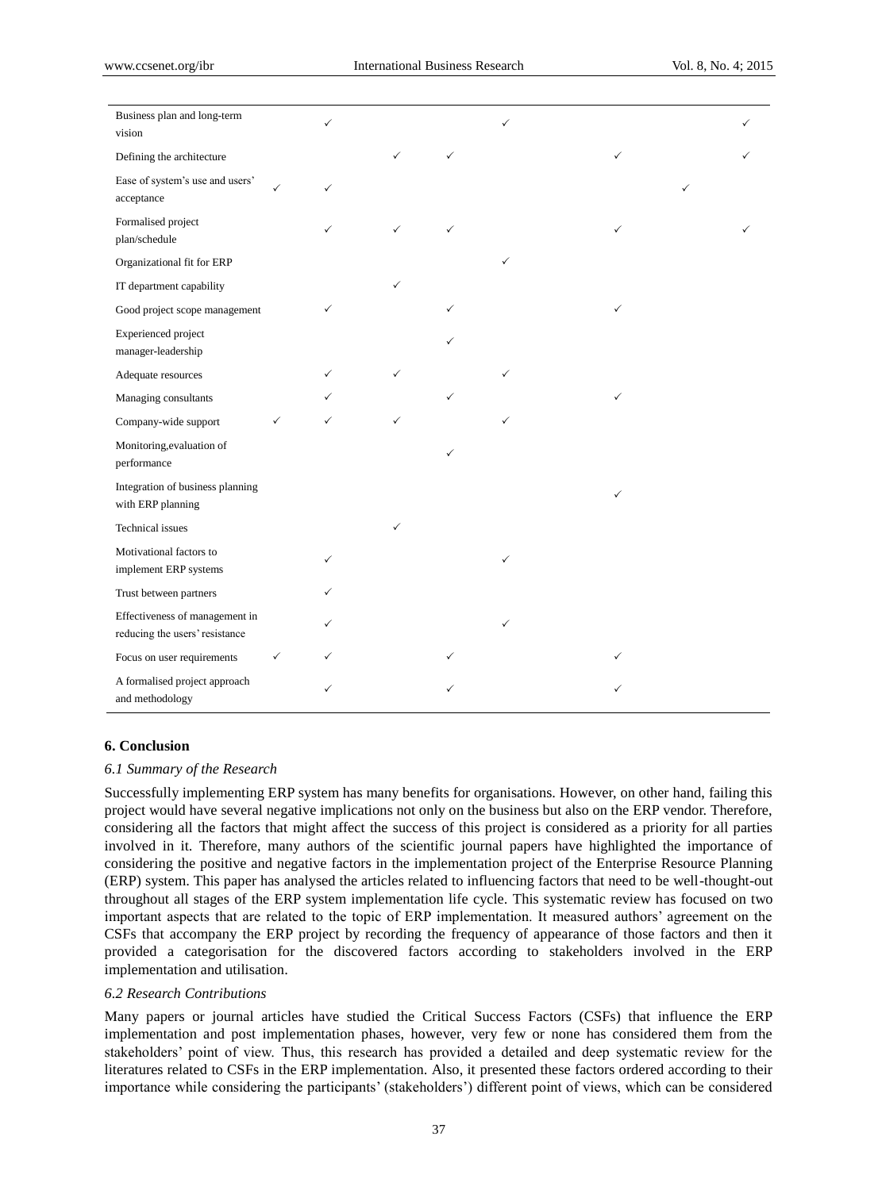| | | | | | | | | |
|---|---|---|---|---|---|---|---|---|
| Business plan and long-term vision | | ✓ | | | ✓ | | | ✓ |
| Defining the architecture | | | ✓ | ✓ | | ✓ | | ✓ |
| Ease of system's use and users' acceptance | ✓ | ✓ | | | | | ✓ | |
| Formalised project plan/schedule | | ✓ | ✓ | ✓ | | ✓ | | ✓ |
| Organizational fit for ERP | | | | | ✓ | | | |
| IT department capability | | | ✓ | | | | | |
| Good project scope management | | ✓ | | ✓ | | ✓ | | |
| Experienced project manager-leadership | | | | ✓ | | | | |
| Adequate resources | | ✓ | ✓ | | ✓ | | | |
| Managing consultants | | ✓ | | ✓ | | ✓ | | |
| Company-wide support | ✓ | ✓ | ✓ | | ✓ | | | |
| Monitoring,evaluation of performance | | | | ✓ | | | | |
| Integration of business planning with ERP planning | | | | | | ✓ | | |
| Technical issues | | | ✓ | | | | | |
| Motivational factors to implement ERP systems | | ✓ | | | ✓ | | | |
| Trust between partners | | ✓ | | | | | | |
| Effectiveness of management in reducing the users' resistance | | ✓ | | | ✓ | | | |
| Focus on user requirements | ✓ | ✓ | | ✓ | | ✓ | | |
| A formalised project approach and methodology | | ✓ | | ✓ | | ✓ | | |

## 6. Conclusion

### 6.1 Summary of the Research

Successfully implementing ERP system has many benefits for organisations. However, on other hand, failing this project would have several negative implications not only on the business but also on the ERP vendor. Therefore, considering all the factors that might affect the success of this project is considered as a priority for all parties involved in it. Therefore, many authors of the scientific journal papers have highlighted the importance of considering the positive and negative factors in the implementation project of the Enterprise Resource Planning (ERP) system. This paper has analysed the articles related to influencing factors that need to be well-thought-out throughout all stages of the ERP system implementation life cycle. This systematic review has focused on two important aspects that are related to the topic of ERP implementation. It measured authors' agreement on the CSFs that accompany the ERP project by recording the frequency of appearance of those factors and then it provided a categorisation for the discovered factors according to stakeholders involved in the ERP implementation and utilisation.

### 6.2 Research Contributions

Many papers or journal articles have studied the Critical Success Factors (CSFs) that influence the ERP implementation and post implementation phases, however, very few or none has considered them from the stakeholders' point of view. Thus, this research has provided a detailed and deep systematic review for the literatures related to CSFs in the ERP implementation. Also, it presented these factors ordered according to their importance while considering the participants' (stakeholders') different point of views, which can be considered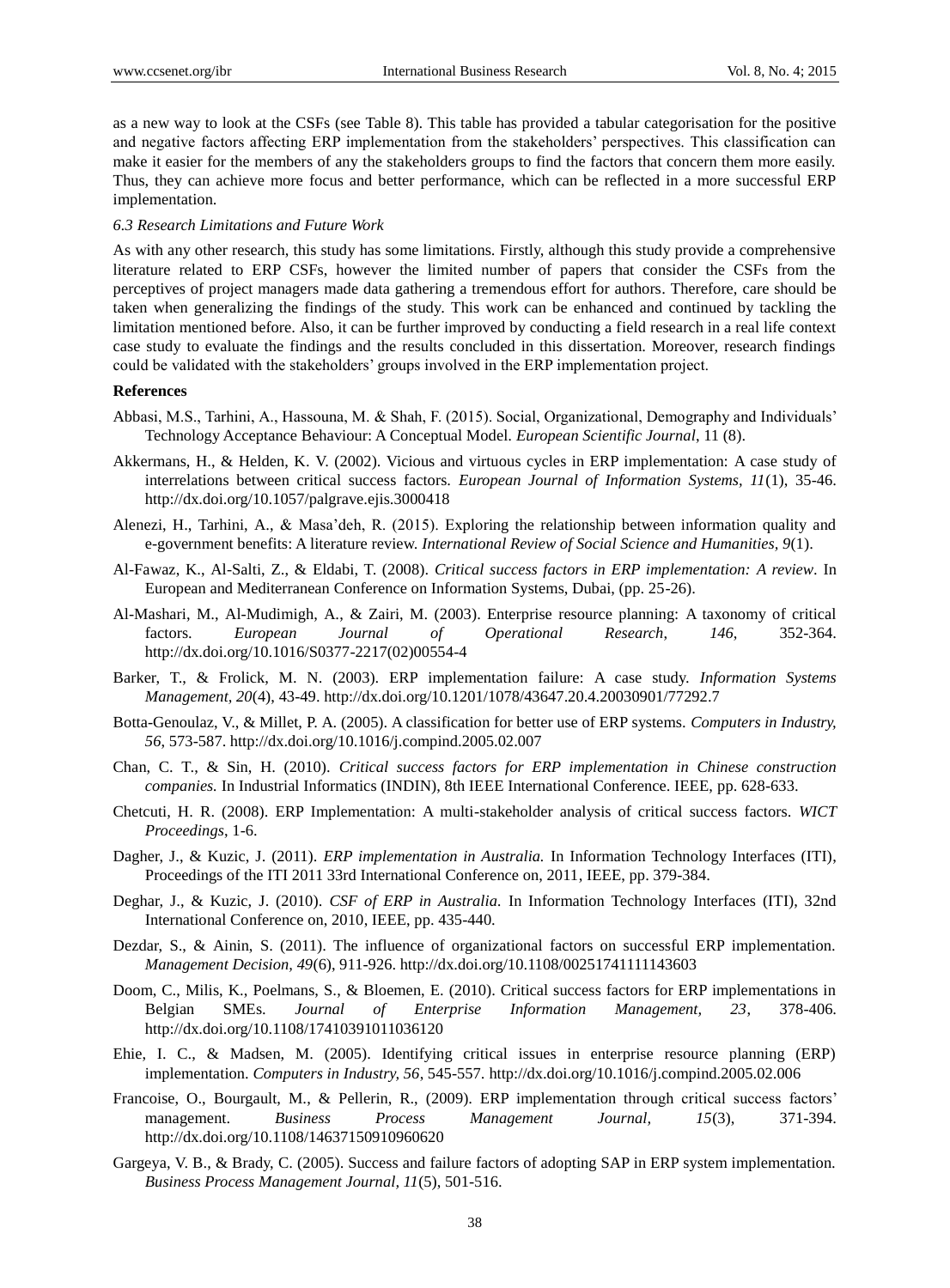as a new way to look at the CSFs (see Table 8). This table has provided a tabular categorisation for the positive and negative factors affecting ERP implementation from the stakeholders' perspectives. This classification can make it easier for the members of any the stakeholders groups to find the factors that concern them more easily. Thus, they can achieve more focus and better performance, which can be reflected in a more successful ERP implementation.

*6.3 Research Limitations and Future Work*

As with any other research, this study has some limitations. Firstly, although this study provide a comprehensive literature related to ERP CSFs, however the limited number of papers that consider the CSFs from the perceptives of project managers made data gathering a tremendous effort for authors. Therefore, care should be taken when generalizing the findings of the study. This work can be enhanced and continued by tackling the limitation mentioned before. Also, it can be further improved by conducting a field research in a real life context case study to evaluate the findings and the results concluded in this dissertation. Moreover, research findings could be validated with the stakeholders' groups involved in the ERP implementation project.

**References**

Abbasi, M.S., Tarhini, A., Hassouna, M. & Shah, F. (2015). Social, Organizational, Demography and Individuals' Technology Acceptance Behaviour: A Conceptual Model. *European Scientific Journal*, 11 (8).

Akkermans, H., & Helden, K. V. (2002). Vicious and virtuous cycles in ERP implementation: A case study of interrelations between critical success factors. *European Journal of Information Systems, 11*(1), 35-46. http://dx.doi.org/10.1057/palgrave.ejis.3000418

Alenezi, H., Tarhini, A., & Masa'deh, R. (2015). Exploring the relationship between information quality and e-government benefits: A literature review. *International Review of Social Science and Humanities, 9*(1).

Al-Fawaz, K., Al-Salti, Z., & Eldabi, T. (2008). *Critical success factors in ERP implementation: A review*. In European and Mediterranean Conference on Information Systems, Dubai, (pp. 25-26).

Al-Mashari, M., Al-Mudimigh, A., & Zairi, M. (2003). Enterprise resource planning: A taxonomy of critical factors. *European Journal of Operational Research*, *146*, 352-364. http://dx.doi.org/10.1016/S0377-2217(02)00554-4

Barker, T., & Frolick, M. N. (2003). ERP implementation failure: A case study. *Information Systems Management, 20*(4), 43-49. http://dx.doi.org/10.1201/1078/43647.20.4.20030901/77292.7

Botta-Genoulaz, V., & Millet, P. A. (2005). A classification for better use of ERP systems. *Computers in Industry, 56*, 573-587. http://dx.doi.org/10.1016/j.compind.2005.02.007

Chan, C. T., & Sin, H. (2010). *Critical success factors for ERP implementation in Chinese construction companies.* In Industrial Informatics (INDIN), 8th IEEE International Conference. IEEE, pp. 628-633.

Chetcuti, H. R. (2008). ERP Implementation: A multi-stakeholder analysis of critical success factors. *WICT Proceedings*, 1-6.

Dagher, J., & Kuzic, J. (2011). *ERP implementation in Australia.* In Information Technology Interfaces (ITI), Proceedings of the ITI 2011 33rd International Conference on, 2011, IEEE, pp. 379-384.

Deghar, J., & Kuzic, J. (2010). *CSF of ERP in Australia.* In Information Technology Interfaces (ITI), 32nd International Conference on, 2010, IEEE, pp. 435-440.

Dezdar, S., & Ainin, S. (2011). The influence of organizational factors on successful ERP implementation. *Management Decision, 49*(6), 911-926. http://dx.doi.org/10.1108/00251741111143603

Doom, C., Milis, K., Poelmans, S., & Bloemen, E. (2010). Critical success factors for ERP implementations in Belgian SMEs. *Journal of Enterprise Information Management, 23*, 378-406. http://dx.doi.org/10.1108/17410391011036120

Ehie, I. C., & Madsen, M. (2005). Identifying critical issues in enterprise resource planning (ERP) implementation. *Computers in Industry, 56*, 545-557. http://dx.doi.org/10.1016/j.compind.2005.02.006

Francoise, O., Bourgault, M., & Pellerin, R., (2009). ERP implementation through critical success factors' management. *Business Process Management Journal, 15*(3), 371-394. http://dx.doi.org/10.1108/14637150910960620

Gargeya, V. B., & Brady, C. (2005). Success and failure factors of adopting SAP in ERP system implementation. *Business Process Management Journal, 11*(5), 501-516.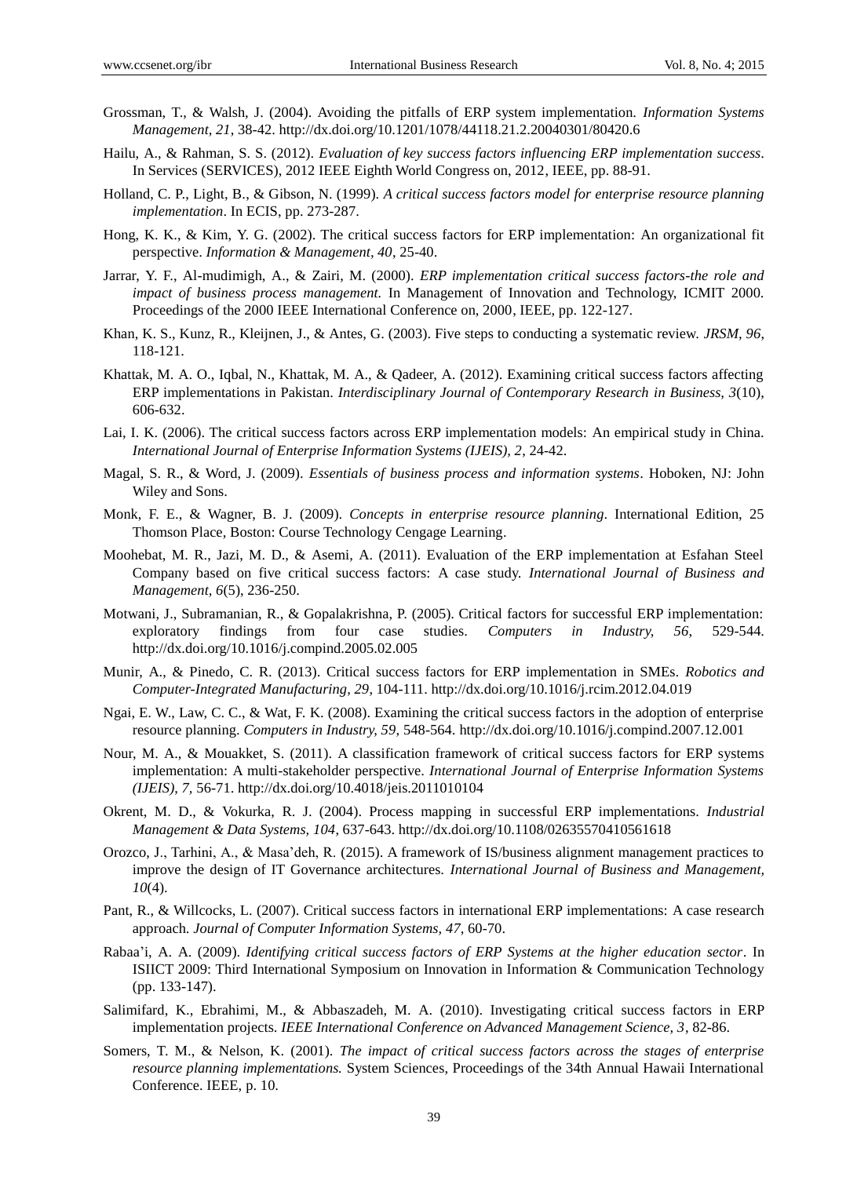Grossman, T., & Walsh, J. (2004). Avoiding the pitfalls of ERP system implementation. *Information Systems Management, 21*, 38-42. http://dx.doi.org/10.1201/1078/44118.21.2.20040301/80420.6

Hailu, A., & Rahman, S. S. (2012). *Evaluation of key success factors influencing ERP implementation success*. In Services (SERVICES), 2012 IEEE Eighth World Congress on, 2012, IEEE, pp. 88-91.

Holland, C. P., Light, B., & Gibson, N. (1999). *A critical success factors model for enterprise resource planning implementation*. In ECIS, pp. 273-287.

Hong, K. K., & Kim, Y. G. (2002). The critical success factors for ERP implementation: An organizational fit perspective. *Information & Management, 40*, 25-40.

Jarrar, Y. F., Al-mudimigh, A., & Zairi, M. (2000). *ERP implementation critical success factors-the role and impact of business process management.* In Management of Innovation and Technology, ICMIT 2000. Proceedings of the 2000 IEEE International Conference on, 2000, IEEE, pp. 122-127.

Khan, K. S., Kunz, R., Kleijnen, J., & Antes, G. (2003). Five steps to conducting a systematic review. *JRSM, 96*, 118-121.

Khattak, M. A. O., Iqbal, N., Khattak, M. A., & Qadeer, A. (2012). Examining critical success factors affecting ERP implementations in Pakistan. *Interdisciplinary Journal of Contemporary Research in Business, 3*(10), 606-632.

Lai, I. K. (2006). The critical success factors across ERP implementation models: An empirical study in China. *International Journal of Enterprise Information Systems (IJEIS), 2*, 24-42.

Magal, S. R., & Word, J. (2009). *Essentials of business process and information systems*. Hoboken, NJ: John Wiley and Sons.

Monk, F. E., & Wagner, B. J. (2009). *Concepts in enterprise resource planning*. International Edition, 25 Thomson Place, Boston: Course Technology Cengage Learning.

Moohebat, M. R., Jazi, M. D., & Asemi, A. (2011). Evaluation of the ERP implementation at Esfahan Steel Company based on five critical success factors: A case study. *International Journal of Business and Management, 6*(5), 236-250.

Motwani, J., Subramanian, R., & Gopalakrishna, P. (2005). Critical factors for successful ERP implementation: exploratory findings from four case studies. *Computers in Industry, 56*, 529-544. http://dx.doi.org/10.1016/j.compind.2005.02.005

Munir, A., & Pinedo, C. R. (2013). Critical success factors for ERP implementation in SMEs. *Robotics and Computer-Integrated Manufacturing, 29*, 104-111. http://dx.doi.org/10.1016/j.rcim.2012.04.019

Ngai, E. W., Law, C. C., & Wat, F. K. (2008). Examining the critical success factors in the adoption of enterprise resource planning. *Computers in Industry, 59*, 548-564. http://dx.doi.org/10.1016/j.compind.2007.12.001

Nour, M. A., & Mouakket, S. (2011). A classification framework of critical success factors for ERP systems implementation: A multi-stakeholder perspective. *International Journal of Enterprise Information Systems (IJEIS), 7*, 56-71. http://dx.doi.org/10.4018/jeis.2011010104

Okrent, M. D., & Vokurka, R. J. (2004). Process mapping in successful ERP implementations. *Industrial Management & Data Systems, 104*, 637-643. http://dx.doi.org/10.1108/02635570410561618

Orozco, J., Tarhini, A., & Masa'deh, R. (2015). A framework of IS/business alignment management practices to improve the design of IT Governance architectures. *International Journal of Business and Management, 10*(4).

Pant, R., & Willcocks, L. (2007). Critical success factors in international ERP implementations: A case research approach. *Journal of Computer Information Systems, 47*, 60-70.

Rabaa'i, A. A. (2009). *Identifying critical success factors of ERP Systems at the higher education sector*. In ISIICT 2009: Third International Symposium on Innovation in Information & Communication Technology (pp. 133-147).

Salimifard, K., Ebrahimi, M., & Abbaszadeh, M. A. (2010). Investigating critical success factors in ERP implementation projects. *IEEE International Conference on Advanced Management Science, 3*, 82-86.

Somers, T. M., & Nelson, K. (2001). *The impact of critical success factors across the stages of enterprise resource planning implementations.* System Sciences, Proceedings of the 34th Annual Hawaii International Conference. IEEE, p. 10.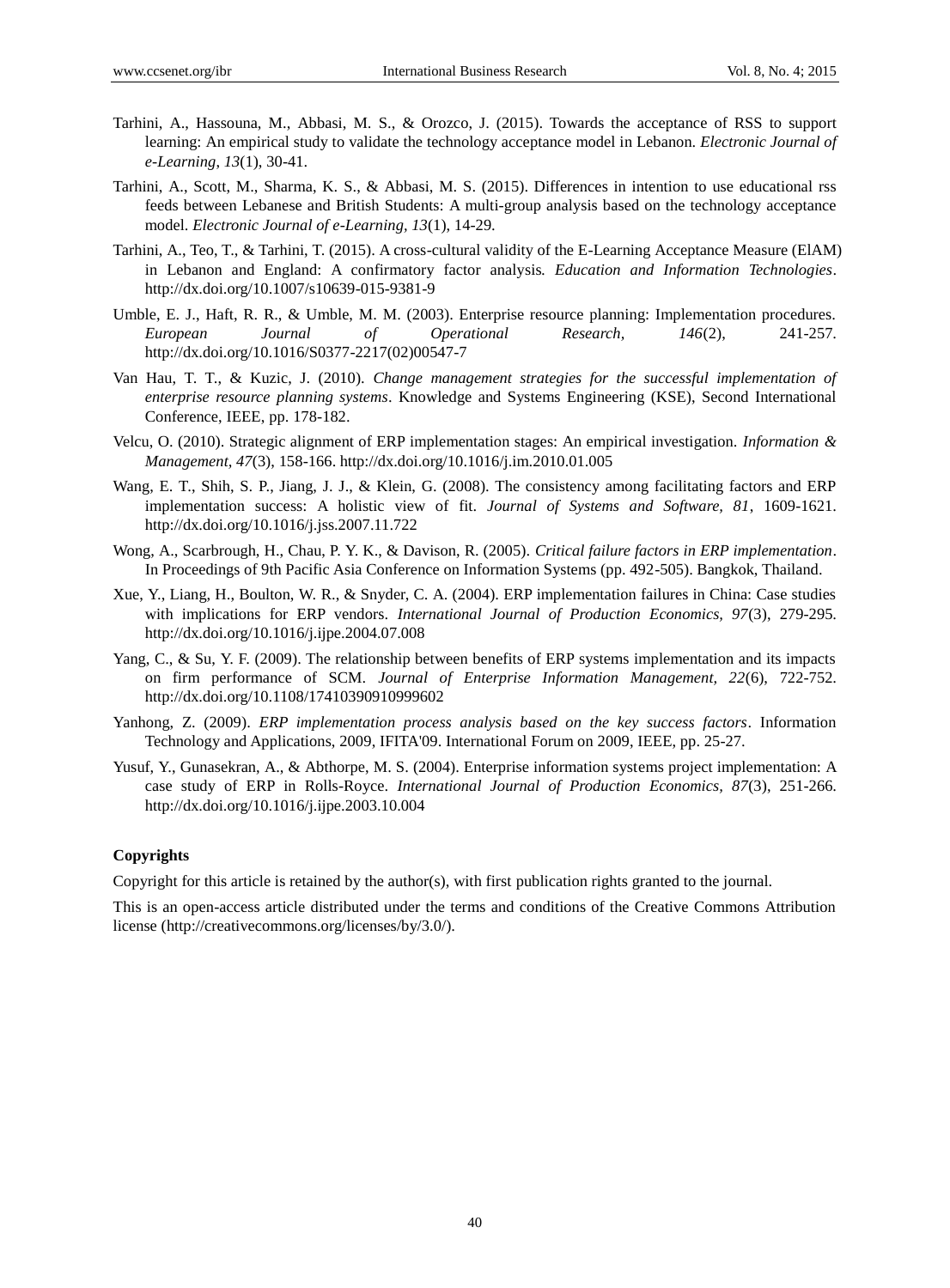Tarhini, A., Hassouna, M., Abbasi, M. S., & Orozco, J. (2015). Towards the acceptance of RSS to support learning: An empirical study to validate the technology acceptance model in Lebanon. *Electronic Journal of e-Learning, 13*(1), 30-41.

Tarhini, A., Scott, M., Sharma, K. S., & Abbasi, M. S. (2015). Differences in intention to use educational rss feeds between Lebanese and British Students: A multi-group analysis based on the technology acceptance model. *Electronic Journal of e-Learning, 13*(1), 14-29.

Tarhini, A., Teo, T., & Tarhini, T. (2015). A cross-cultural validity of the E-Learning Acceptance Measure (ElAM) in Lebanon and England: A confirmatory factor analysis. *Education and Information Technologies*. http://dx.doi.org/10.1007/s10639-015-9381-9

Umble, E. J., Haft, R. R., & Umble, M. M. (2003). Enterprise resource planning: Implementation procedures. *European Journal of Operational Research, 146*(2), 241-257. http://dx.doi.org/10.1016/S0377-2217(02)00547-7

Van Hau, T. T., & Kuzic, J. (2010). *Change management strategies for the successful implementation of enterprise resource planning systems*. Knowledge and Systems Engineering (KSE), Second International Conference, IEEE, pp. 178-182.

Velcu, O. (2010). Strategic alignment of ERP implementation stages: An empirical investigation. *Information & Management, 47*(3), 158-166. http://dx.doi.org/10.1016/j.im.2010.01.005

Wang, E. T., Shih, S. P., Jiang, J. J., & Klein, G. (2008). The consistency among facilitating factors and ERP implementation success: A holistic view of fit. *Journal of Systems and Software, 81*, 1609-1621. http://dx.doi.org/10.1016/j.jss.2007.11.722

Wong, A., Scarbrough, H., Chau, P. Y. K., & Davison, R. (2005). *Critical failure factors in ERP implementation*. In Proceedings of 9th Pacific Asia Conference on Information Systems (pp. 492-505). Bangkok, Thailand.

Xue, Y., Liang, H., Boulton, W. R., & Snyder, C. A. (2004). ERP implementation failures in China: Case studies with implications for ERP vendors. *International Journal of Production Economics, 97*(3), 279-295. http://dx.doi.org/10.1016/j.ijpe.2004.07.008

Yang, C., & Su, Y. F. (2009). The relationship between benefits of ERP systems implementation and its impacts on firm performance of SCM. *Journal of Enterprise Information Management, 22*(6), 722-752. http://dx.doi.org/10.1108/17410390910999602

Yanhong, Z. (2009). *ERP implementation process analysis based on the key success factors*. Information Technology and Applications, 2009, IFITA'09. International Forum on 2009, IEEE, pp. 25-27.

Yusuf, Y., Gunasekran, A., & Abthorpe, M. S. (2004). Enterprise information systems project implementation: A case study of ERP in Rolls-Royce. *International Journal of Production Economics, 87*(3), 251-266. http://dx.doi.org/10.1016/j.ijpe.2003.10.004

**Copyrights**

Copyright for this article is retained by the author(s), with first publication rights granted to the journal.

This is an open-access article distributed under the terms and conditions of the Creative Commons Attribution license (http://creativecommons.org/licenses/by/3.0/).